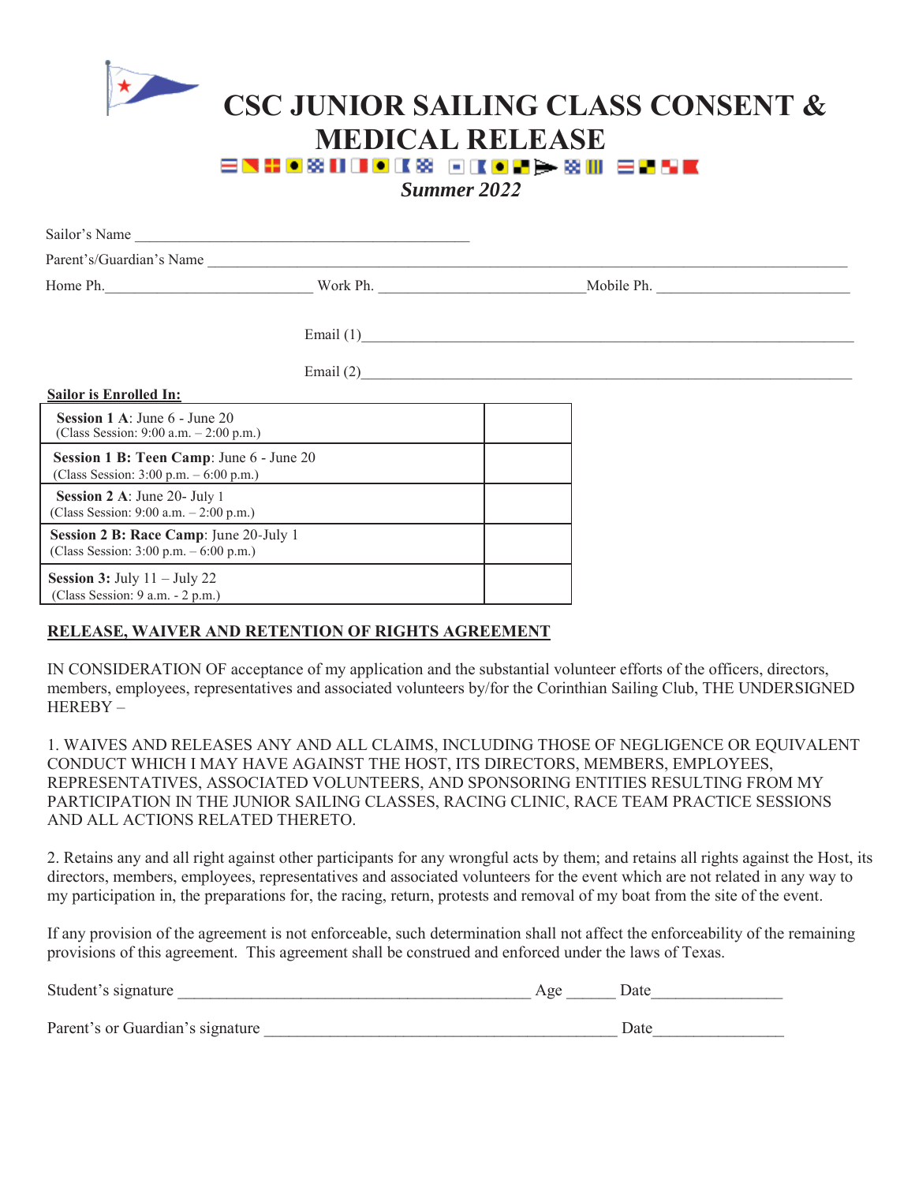# CSC JUNIOR SAILING CLASS CONSENT & MEDICAL RELEASE

***Summer 2022***

Sailor's Name ____________________________________________

Parent's/Guardian's Name ____________________________________________________________________________________

Home Ph.___________________________ Work Ph. __________________________Mobile Ph. _________________________

Email (1)_________________________________________________________________

Email (2)_________________________________________________________________

**Sailor is Enrolled In:**

| | |
|---|---|
| **Session 1 A**: June 6 - June 20<br>(Class Session: 9:00 a.m. – 2:00 p.m.) | |
| **Session 1 B: Teen Camp**: June 6 - June 20<br>(Class Session: 3:00 p.m. – 6:00 p.m.) | |
| **Session 2 A**: June 20- July 1<br>(Class Session: 9:00 a.m. – 2:00 p.m.) | |
| **Session 2 B: Race Camp**: June 20-July 1<br>(Class Session: 3:00 p.m. – 6:00 p.m.) | |
| **Session 3:** July 11 – July 22<br>(Class Session: 9 a.m. - 2 p.m.) | |

**RELEASE, WAIVER AND RETENTION OF RIGHTS AGREEMENT**

IN CONSIDERATION OF acceptance of my application and the substantial volunteer efforts of the officers, directors, members, employees, representatives and associated volunteers by/for the Corinthian Sailing Club, THE UNDERSIGNED HEREBY –

1. WAIVES AND RELEASES ANY AND ALL CLAIMS, INCLUDING THOSE OF NEGLIGENCE OR EQUIVALENT CONDUCT WHICH I MAY HAVE AGAINST THE HOST, ITS DIRECTORS, MEMBERS, EMPLOYEES, REPRESENTATIVES, ASSOCIATED VOLUNTEERS, AND SPONSORING ENTITIES RESULTING FROM MY PARTICIPATION IN THE JUNIOR SAILING CLASSES, RACING CLINIC, RACE TEAM PRACTICE SESSIONS AND ALL ACTIONS RELATED THERETO.

2. Retains any and all right against other participants for any wrongful acts by them; and retains all rights against the Host, its directors, members, employees, representatives and associated volunteers for the event which are not related in any way to my participation in, the preparations for, the racing, return, protests and removal of my boat from the site of the event.

If any provision of the agreement is not enforceable, such determination shall not affect the enforceability of the remaining provisions of this agreement. This agreement shall be construed and enforced under the laws of Texas.

Student's signature ___________________________________________ Age ______ Date________________

Parent's or Guardian's signature ___________________________________________ Date________________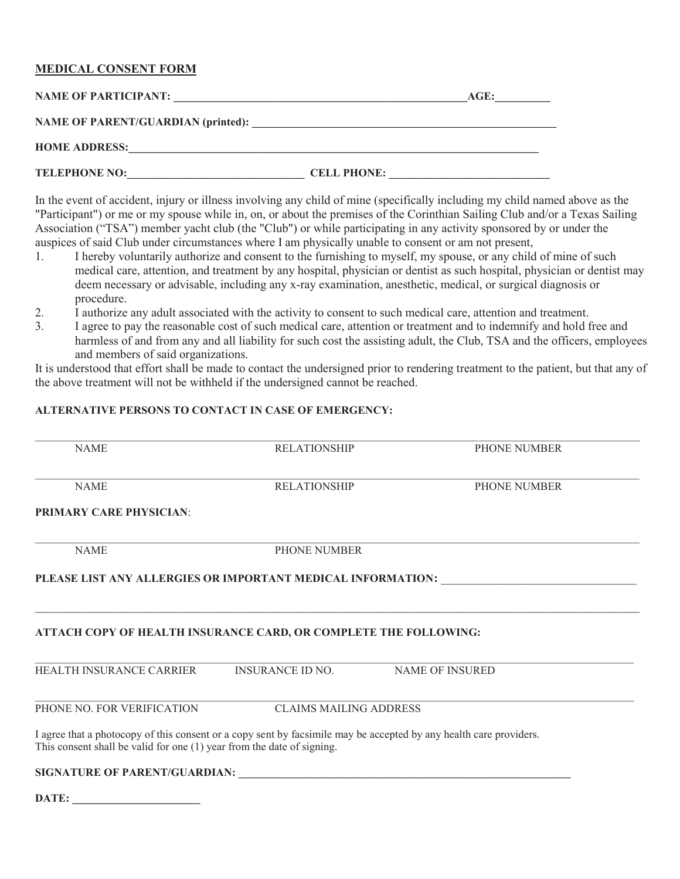**MEDICAL CONSENT FORM**

**NAME OF PARTICIPANT: ______________________________________________________AGE:__________**

**NAME OF PARENT/GUARDIAN (printed): ________________________________________________________**

**HOME ADDRESS:___________________________________________________________________________**

**TELEPHONE NO:_______________________________ CELL PHONE: ____________________________**

In the event of accident, injury or illness involving any child of mine (specifically including my child named above as the "Participant") or me or my spouse while in, on, or about the premises of the Corinthian Sailing Club and/or a Texas Sailing Association ("TSA") member yacht club (the "Club") or while participating in any activity sponsored by or under the auspices of said Club under circumstances where I am physically unable to consent or am not present,

1. I hereby voluntarily authorize and consent to the furnishing to myself, my spouse, or any child of mine of such medical care, attention, and treatment by any hospital, physician or dentist as such hospital, physician or dentist may deem necessary or advisable, including any x-ray examination, anesthetic, medical, or surgical diagnosis or procedure.
2. I authorize any adult associated with the activity to consent to such medical care, attention and treatment.
3. I agree to pay the reasonable cost of such medical care, attention or treatment and to indemnify and hold free and harmless of and from any and all liability for such cost the assisting adult, the Club, TSA and the officers, employees and members of said organizations.

It is understood that effort shall be made to contact the undersigned prior to rendering treatment to the patient, but that any of the above treatment will not be withheld if the undersigned cannot be reached.

**ALTERNATIVE PERSONS TO CONTACT IN CASE OF EMERGENCY:**

_____________________________________________________________________________________________

NAME RELATIONSHIP PHONE NUMBER

_____________________________________________________________________________________________

NAME RELATIONSHIP PHONE NUMBER

**PRIMARY CARE PHYSICIAN**:

_____________________________________________________________________________________________

NAME PHONE NUMBER

**PLEASE LIST ANY ALLERGIES OR IMPORTANT MEDICAL INFORMATION:** ______________________________

_____________________________________________________________________________________________

**ATTACH COPY OF HEALTH INSURANCE CARD, OR COMPLETE THE FOLLOWING:**

_____________________________________________________________________________________________

HEALTH INSURANCE CARRIER INSURANCE ID NO. NAME OF INSURED

_____________________________________________________________________________________________

PHONE NO. FOR VERIFICATION CLAIMS MAILING ADDRESS

I agree that a photocopy of this consent or a copy sent by facsimile may be accepted by any health care providers.
This consent shall be valid for one (1) year from the date of signing.

**SIGNATURE OF PARENT/GUARDIAN: _____________________________________________________________**

**DATE: _______________________**